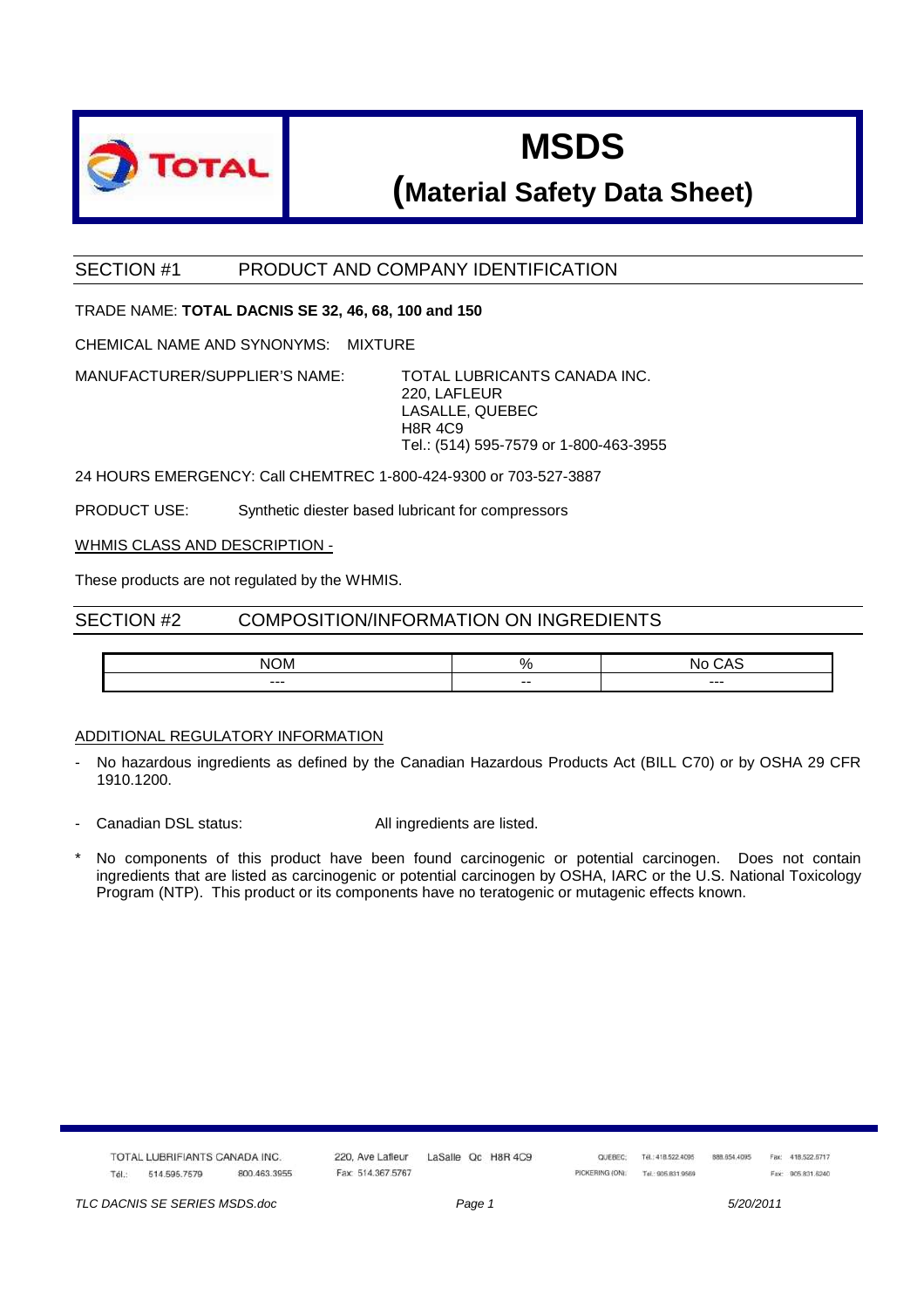# MSDS

## (Material Safety Data Sheet)

## SECTION #1 PRODUCT AND COMPANY IDENTIFICATION

TRADE NAME: **TOTAL DACNIS SE 32, 46, 68, 100 and 150**

CHEMICAL NAME AND SYNONYMS: MIXTURE

MANUFACTURER/SUPPLIER'S NAME:

TOTAL LUBRICANTS CANADA INC.
220, LAFLEUR
LASALLE, QUEBEC
H8R 4C9
Tel.: (514) 595-7579 or 1-800-463-3955

24 HOURS EMERGENCY: Call CHEMTREC 1-800-424-9300 or 703-527-3887

PRODUCT USE: Synthetic diester based lubricant for compressors

WHMIS CLASS AND DESCRIPTION -

These products are not regulated by the WHMIS.

## SECTION #2 COMPOSITION/INFORMATION ON INGREDIENTS

| NOM | % | No CAS |
|---|---|---|
| --- | -- | --- |

ADDITIONAL REGULATORY INFORMATION

- No hazardous ingredients as defined by the Canadian Hazardous Products Act (BILL C70) or by OSHA 29 CFR 1910.1200.
- Canadian DSL status: All ingredients are listed.

* No components of this product have been found carcinogenic or potential carcinogen. Does not contain ingredients that are listed as carcinogenic or potential carcinogen by OSHA, IARC or the U.S. National Toxicology Program (NTP). This product or its components have no teratogenic or mutagenic effects known.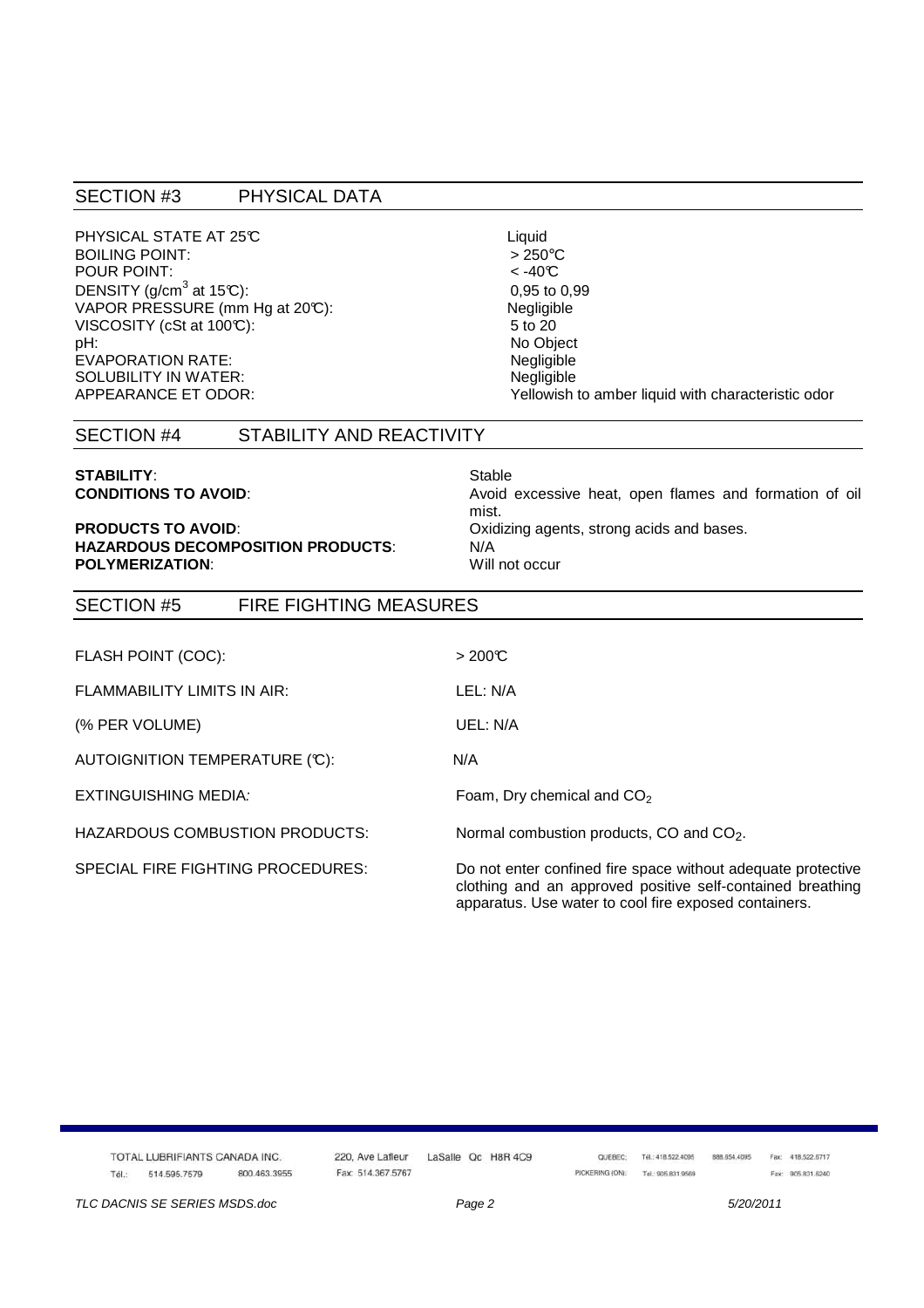## SECTION #3 PHYSICAL DATA

| | |
|---|---|
| PHYSICAL STATE AT 25°C | Liquid |
| BOILING POINT: | > 250°C |
| POUR POINT: | < -40°C |
| DENSITY (g/cm$^3$ at 15°C): | 0,95 to 0,99 |
| VAPOR PRESSURE (mm Hg at 20°C): | Negligible |
| VISCOSITY (cSt at 100°C): | 5 to 20 |
| pH: | No Object |
| EVAPORATION RATE: | Negligible |
| SOLUBILITY IN WATER: | Negligible |
| APPEARANCE ET ODOR: | Yellowish to amber liquid with characteristic odor |

## SECTION #4 STABILITY AND REACTIVITY

| | |
|---|---|
| **STABILITY**: | Stable |
| **CONDITIONS TO AVOID**: | Avoid excessive heat, open flames and formation of oil mist. |
| **PRODUCTS TO AVOID**: | Oxidizing agents, strong acids and bases. |
| **HAZARDOUS DECOMPOSITION PRODUCTS**: | N/A |
| **POLYMERIZATION**: | Will not occur |

## SECTION #5 FIRE FIGHTING MEASURES

| | |
|---|---|
| FLASH POINT (COC): | > 200°C |
| FLAMMABILITY LIMITS IN AIR: | LEL: N/A |
| (% PER VOLUME) | UEL: N/A |
| AUTOIGNITION TEMPERATURE (°C): | N/A |
| EXTINGUISHING MEDIA: | Foam, Dry chemical and $CO_2$ |
| HAZARDOUS COMBUSTION PRODUCTS: | Normal combustion products, CO and $CO_2$. |
| SPECIAL FIRE FIGHTING PROCEDURES: | Do not enter confined fire space without adequate protective clothing and an approved positive self-contained breathing apparatus. Use water to cool fire exposed containers. |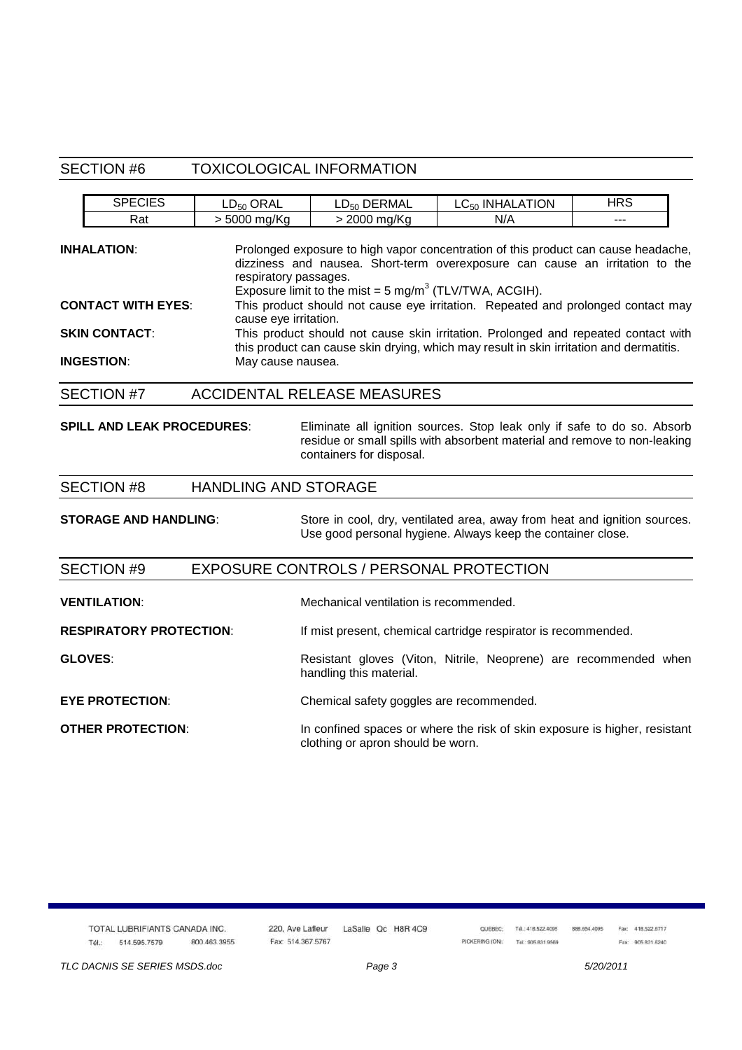## SECTION #6 TOXICOLOGICAL INFORMATION

| SPECIES | $LD_{50}$ ORAL | $LD_{50}$ DERMAL | $LC_{50}$ INHALATION | HRS |
|---|---|---|---|---|
| Rat | > 5000 mg/Kg | > 2000 mg/Kg | N/A | --- |

**INHALATION**: Prolonged exposure to high vapor concentration of this product can cause headache, dizziness and nausea. Short-term overexposure can cause an irritation to the respiratory passages.
Exposure limit to the mist = 5 mg/m$^3$ (TLV/TWA, ACGIH).

**CONTACT WITH EYES**: This product should not cause eye irritation. Repeated and prolonged contact may cause eye irritation.

**SKIN CONTACT**: This product should not cause skin irritation. Prolonged and repeated contact with this product can cause skin drying, which may result in skin irritation and dermatitis.

**INGESTION**: May cause nausea.

## SECTION #7 ACCIDENTAL RELEASE MEASURES

**SPILL AND LEAK PROCEDURES**: Eliminate all ignition sources. Stop leak only if safe to do so. Absorb residue or small spills with absorbent material and remove to non-leaking containers for disposal.

## SECTION #8 HANDLING AND STORAGE

**STORAGE AND HANDLING**: Store in cool, dry, ventilated area, away from heat and ignition sources. Use good personal hygiene. Always keep the container close.

## SECTION #9 EXPOSURE CONTROLS / PERSONAL PROTECTION

**VENTILATION**: Mechanical ventilation is recommended.

**RESPIRATORY PROTECTION**: If mist present, chemical cartridge respirator is recommended.

**GLOVES**: Resistant gloves (Viton, Nitrile, Neoprene) are recommended when handling this material.

**EYE PROTECTION**: Chemical safety goggles are recommended.

**OTHER PROTECTION**: In confined spaces or where the risk of skin exposure is higher, resistant clothing or apron should be worn.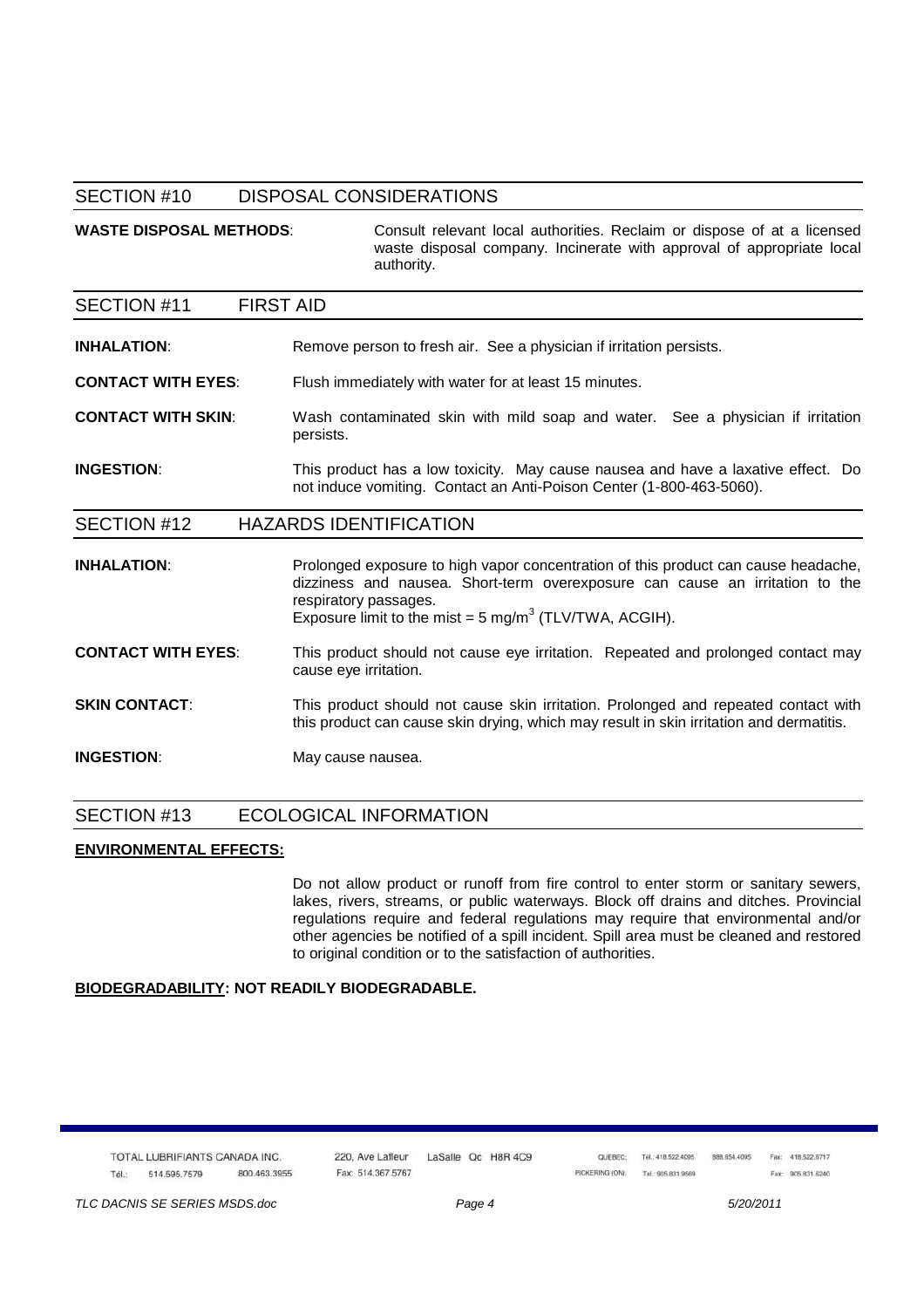## SECTION #10 DISPOSAL CONSIDERATIONS

**WASTE DISPOSAL METHODS**: Consult relevant local authorities. Reclaim or dispose of at a licensed waste disposal company. Incinerate with approval of appropriate local authority.

## SECTION #11 FIRST AID

**INHALATION**: Remove person to fresh air. See a physician if irritation persists.

**CONTACT WITH EYES**: Flush immediately with water for at least 15 minutes.

**CONTACT WITH SKIN**: Wash contaminated skin with mild soap and water. See a physician if irritation persists.

**INGESTION**: This product has a low toxicity. May cause nausea and have a laxative effect. Do not induce vomiting. Contact an Anti-Poison Center (1-800-463-5060).

## SECTION #12 HAZARDS IDENTIFICATION

**INHALATION**: Prolonged exposure to high vapor concentration of this product can cause headache, dizziness and nausea. Short-term overexposure can cause an irritation to the respiratory passages.
Exposure limit to the mist = 5 $mg/m^3$ (TLV/TWA, ACGIH).

**CONTACT WITH EYES**: This product should not cause eye irritation. Repeated and prolonged contact may cause eye irritation.

**SKIN CONTACT**: This product should not cause skin irritation. Prolonged and repeated contact with this product can cause skin drying, which may result in skin irritation and dermatitis.

**INGESTION**: May cause nausea.

## SECTION #13 ECOLOGICAL INFORMATION

**ENVIRONMENTAL EFFECTS:**

Do not allow product or runoff from fire control to enter storm or sanitary sewers, lakes, rivers, streams, or public waterways. Block off drains and ditches. Provincial regulations require and federal regulations may require that environmental and/or other agencies be notified of a spill incident. Spill area must be cleaned and restored to original condition or to the satisfaction of authorities.

**BIODEGRADABILITY: NOT READILY BIODEGRADABLE.**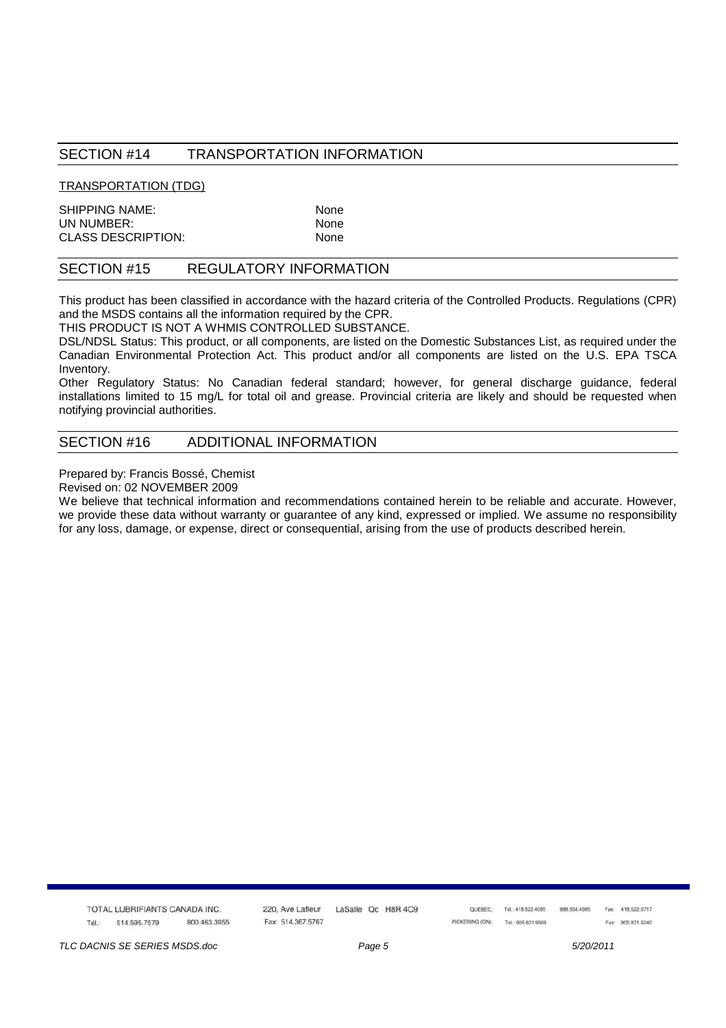## SECTION #14 TRANSPORTATION INFORMATION

TRANSPORTATION (TDG)

| | |
|---|---|
| SHIPPING NAME: | None |
| UN NUMBER: | None |
| CLASS DESCRIPTION: | None |

## SECTION #15 REGULATORY INFORMATION

This product has been classified in accordance with the hazard criteria of the Controlled Products. Regulations (CPR) and the MSDS contains all the information required by the CPR.

THIS PRODUCT IS NOT A WHMIS CONTROLLED SUBSTANCE.

DSL/NDSL Status: This product, or all components, are listed on the Domestic Substances List, as required under the Canadian Environmental Protection Act. This product and/or all components are listed on the U.S. EPA TSCA Inventory.

Other Regulatory Status: No Canadian federal standard; however, for general discharge guidance, federal installations limited to 15 mg/L for total oil and grease. Provincial criteria are likely and should be requested when notifying provincial authorities.

## SECTION #16 ADDITIONAL INFORMATION

Prepared by: Francis Bossé, Chemist

Revised on: 02 NOVEMBER 2009

We believe that technical information and recommendations contained herein to be reliable and accurate. However, we provide these data without warranty or guarantee of any kind, expressed or implied. We assume no responsibility for any loss, damage, or expense, direct or consequential, arising from the use of products described herein.